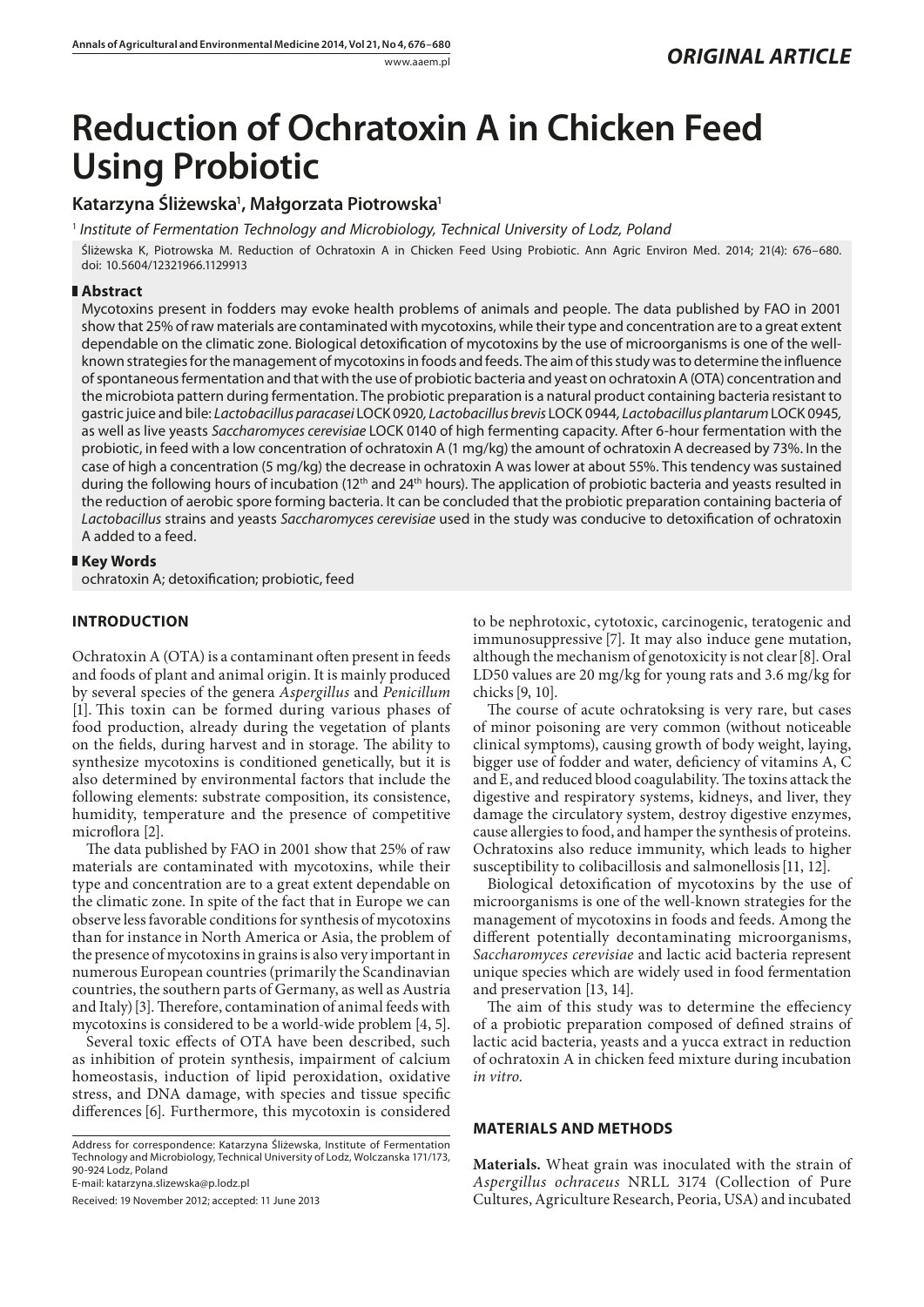# Reduction of Ochratoxin A in Chicken Feed Using Probiotic

## Katarzyna Śliżewska[1], Małgorzata Piotrowska[1]

[1] *Institute of Fermentation Technology and Microbiology, Technical University of Lodz, Poland*

Śliżewska K, Piotrowska M. Reduction of Ochratoxin A in Chicken Feed Using Probiotic. Ann Agric Environ Med. 2014; 21(4): 676–680. doi: 10.5604/12321966.1129913

## Abstract

Mycotoxins present in fodders may evoke health problems of animals and people. The data published by FAO in 2001 show that 25% of raw materials are contaminated with mycotoxins, while their type and concentration are to a great extent dependable on the climatic zone. Biological detoxification of mycotoxins by the use of microorganisms is one of the well-known strategies for the management of mycotoxins in foods and feeds. The aim of this study was to determine the influence of spontaneous fermentation and that with the use of probiotic bacteria and yeast on ochratoxin A (OTA) concentration and the microbiota pattern during fermentation. The probiotic preparation is a natural product containing bacteria resistant to gastric juice and bile: *Lactobacillus paracasei* LOCK 0920, *Lactobacillus brevis* LOCK 0944, *Lactobacillus plantarum* LOCK 0945, as well as live yeasts *Saccharomyces cerevisiae* LOCK 0140 of high fermenting capacity. After 6-hour fermentation with the probiotic, in feed with a low concentration of ochratoxin A (1 mg/kg) the amount of ochratoxin A decreased by 73%. In the case of high a concentration (5 mg/kg) the decrease in ochratoxin A was lower at about 55%. This tendency was sustained during the following hours of incubation (12$^{th}$ and 24$^{th}$ hours). The application of probiotic bacteria and yeasts resulted in the reduction of aerobic spore forming bacteria. It can be concluded that the probiotic preparation containing bacteria of *Lactobacillus* strains and yeasts *Saccharomyces cerevisiae* used in the study was conducive to detoxification of ochratoxin A added to a feed.

## Key Words

ochratoxin A; detoxification; probiotic, feed

## INTRODUCTION

Ochratoxin A (OTA) is a contaminant often present in feeds and foods of plant and animal origin. It is mainly produced by several species of the genera *Aspergillus* and *Penicillum* [1]. This toxin can be formed during various phases of food production, already during the vegetation of plants on the fields, during harvest and in storage. The ability to synthesize mycotoxins is conditioned genetically, but it is also determined by environmental factors that include the following elements: substrate composition, its consistence, humidity, temperature and the presence of competitive microflora [2].

The data published by FAO in 2001 show that 25% of raw materials are contaminated with mycotoxins, while their type and concentration are to a great extent dependable on the climatic zone. In spite of the fact that in Europe we can observe less favorable conditions for synthesis of mycotoxins than for instance in North America or Asia, the problem of the presence of mycotoxins in grains is also very important in numerous European countries (primarily the Scandinavian countries, the southern parts of Germany, as well as Austria and Italy) [3]. Therefore, contamination of animal feeds with mycotoxins is considered to be a world-wide problem [4, 5].

Several toxic effects of OTA have been described, such as inhibition of protein synthesis, impairment of calcium homeostasis, induction of lipid peroxidation, oxidative stress, and DNA damage, with species and tissue specific differences [6]. Furthermore, this mycotoxin is considered to be nephrotoxic, cytotoxic, carcinogenic, teratogenic and immunosuppressive [7]. It may also induce gene mutation, although the mechanism of genotoxicity is not clear [8]. Oral LD50 values are 20 mg/kg for young rats and 3.6 mg/kg for chicks [9, 10].

The course of acute ochratoksing is very rare, but cases of minor poisoning are very common (without noticeable clinical symptoms), causing growth of body weight, laying, bigger use of fodder and water, deficiency of vitamins A, C and E, and reduced blood coagulability. The toxins attack the digestive and respiratory systems, kidneys, and liver, they damage the circulatory system, destroy digestive enzymes, cause allergies to food, and hamper the synthesis of proteins. Ochratoxins also reduce immunity, which leads to higher susceptibility to colibacillosis and salmonellosis [11, 12].

Biological detoxification of mycotoxins by the use of microorganisms is one of the well-known strategies for the management of mycotoxins in foods and feeds. Among the different potentially decontaminating microorganisms, *Saccharomyces cerevisiae* and lactic acid bacteria represent unique species which are widely used in food fermentation and preservation [13, 14].

The aim of this study was to determine the effeciency of a probiotic preparation composed of defined strains of lactic acid bacteria, yeasts and a yucca extract in reduction of ochratoxin A in chicken feed mixture during incubation *in vitro*.

## MATERIALS AND METHODS

**Materials.** Wheat grain was inoculated with the strain of *Aspergillus ochraceus* NRLL 3174 (Collection of Pure Cultures, Agriculture Research, Peoria, USA) and incubated

---

Address for correspondence: Katarzyna Śliżewska, Institute of Fermentation Technology and Microbiology, Technical University of Lodz, Wolczanska 171/173, 90-924 Lodz, Poland
E-mail: katarzyna.slizewska@p.lodz.pl

Received: 19 November 2012; accepted: 11 June 2013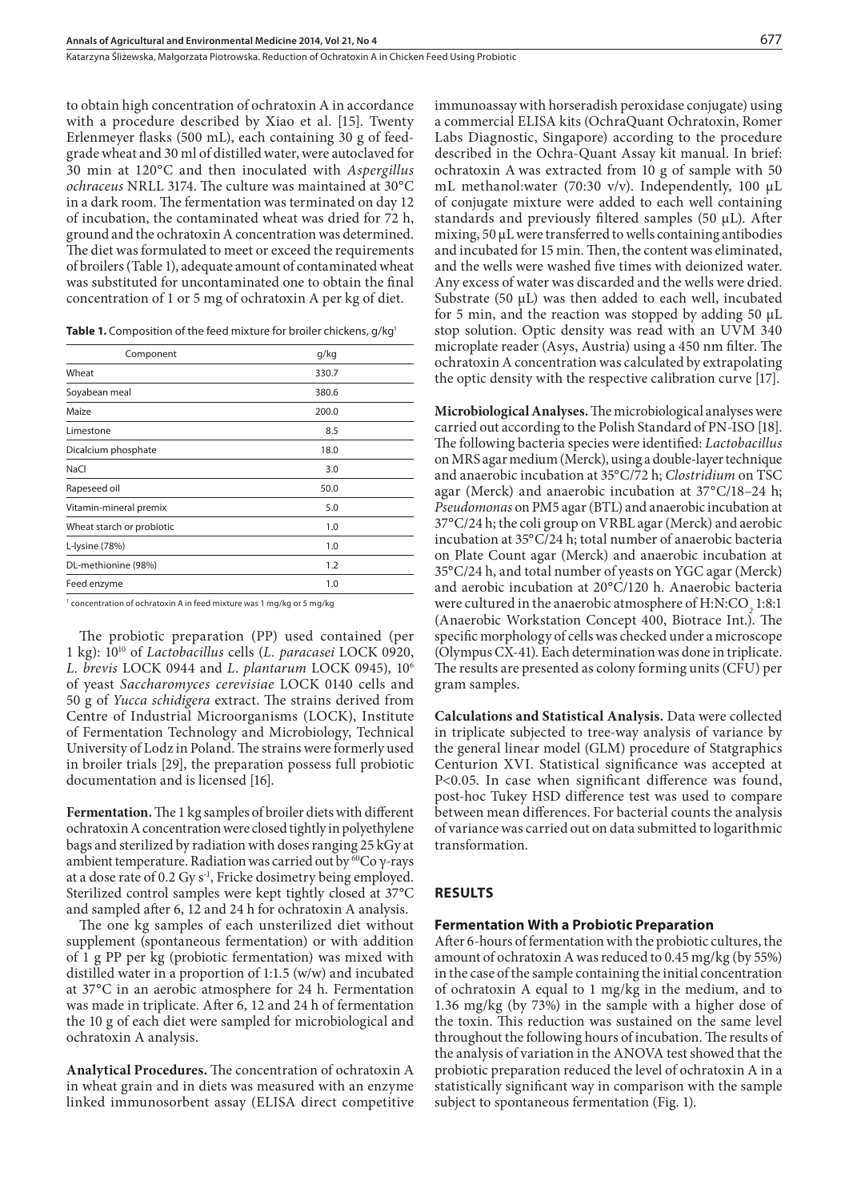to obtain high concentration of ochratoxin A in accordance with a procedure described by Xiao et al. [15]. Twenty Erlenmeyer flasks (500 mL), each containing 30 g of feed-grade wheat and 30 ml of distilled water, were autoclaved for 30 min at 120°C and then inoculated with *Aspergillus ochraceus* NRLL 3174. The culture was maintained at 30°C in a dark room. The fermentation was terminated on day 12 of incubation, the contaminated wheat was dried for 72 h, ground and the ochratoxin A concentration was determined. The diet was formulated to meet or exceed the requirements of broilers (Table 1), adequate amount of contaminated wheat was substituted for uncontaminated one to obtain the final concentration of 1 or 5 mg of ochratoxin A per kg of diet.

**Table 1.** Composition of the feed mixture for broiler chickens, g/kg[1]

| Component | g/kg |
|---|---|
| Wheat | 330.7 |
| Soyabean meal | 380.6 |
| Maize | 200.0 |
| Limestone | 8.5 |
| Dicalcium phosphate | 18.0 |
| NaCl | 3.0 |
| Rapeseed oil | 50.0 |
| Vitamin-mineral premix | 5.0 |
| Wheat starch or probiotic | 1.0 |
| L-lysine (78%) | 1.0 |
| DL-methionine (98%) | 1.2 |
| Feed enzyme | 1.0 |

[1] concentration of ochratoxin A in feed mixture was 1 mg/kg or 5 mg/kg

The probiotic preparation (PP) used contained (per 1 kg): $10^{10}$ of *Lactobacillus* cells (*L. paracasei* LOCK 0920, *L. brevis* LOCK 0944 and *L. plantarum* LOCK 0945), $10^{6}$ of yeast *Saccharomyces cerevisiae* LOCK 0140 cells and 50 g of *Yucca schidigera* extract. The strains derived from Centre of Industrial Microorganisms (LOCK), Institute of Fermentation Technology and Microbiology, Technical University of Lodz in Poland. The strains were formerly used in broiler trials [29], the preparation possess full probiotic documentation and is licensed [16].

**Fermentation.** The 1 kg samples of broiler diets with different ochratoxin A concentration were closed tightly in polyethylene bags and sterilized by radiation with doses ranging 25 kGy at ambient temperature. Radiation was carried out by $^{60}$Co γ-rays at a dose rate of 0.2 Gy $s^{-1}$, Fricke dosimetry being employed. Sterilized control samples were kept tightly closed at 37°C and sampled after 6, 12 and 24 h for ochratoxin A analysis.

The one kg samples of each unsterilized diet without supplement (spontaneous fermentation) or with addition of 1 g PP per kg (probiotic fermentation) was mixed with distilled water in a proportion of 1:1.5 (w/w) and incubated at 37°C in an aerobic atmosphere for 24 h. Fermentation was made in triplicate. After 6, 12 and 24 h of fermentation the 10 g of each diet were sampled for microbiological and ochratoxin A analysis.

**Analytical Procedures.** The concentration of ochratoxin A in wheat grain and in diets was measured with an enzyme linked immunosorbent assay (ELISA direct competitive immunoassay with horseradish peroxidase conjugate) using a commercial ELISA kits (OchraQuant Ochratoxin, Romer Labs Diagnostic, Singapore) according to the procedure described in the Ochra-Quant Assay kit manual. In brief: ochratoxin A was extracted from 10 g of sample with 50 mL methanol:water (70:30 v/v). Independently, 100 μL of conjugate mixture were added to each well containing standards and previously filtered samples (50 μL). After mixing, 50 μL were transferred to wells containing antibodies and incubated for 15 min. Then, the content was eliminated, and the wells were washed five times with deionized water. Any excess of water was discarded and the wells were dried. Substrate (50 μL) was then added to each well, incubated for 5 min, and the reaction was stopped by adding 50 μL stop solution. Optic density was read with an UVM 340 microplate reader (Asys, Austria) using a 450 nm filter. The ochratoxin A concentration was calculated by extrapolating the optic density with the respective calibration curve [17].

**Microbiological Analyses.** The microbiological analyses were carried out according to the Polish Standard of PN-ISO [18]. The following bacteria species were identified: *Lactobacillus* on MRS agar medium (Merck), using a double-layer technique and anaerobic incubation at 35°C/72 h; *Clostridium* on TSC agar (Merck) and anaerobic incubation at 37°C/18–24 h; *Pseudomonas* on PM5 agar (BTL) and anaerobic incubation at 37°C/24 h; the coli group on VRBL agar (Merck) and aerobic incubation at 35°C/24 h; total number of anaerobic bacteria on Plate Count agar (Merck) and anaerobic incubation at 35°C/24 h, and total number of yeasts on YGC agar (Merck) and aerobic incubation at 20°C/120 h. Anaerobic bacteria were cultured in the anaerobic atmosphere of H:N:$CO_2$ 1:8:1 (Anaerobic Workstation Concept 400, Biotrace Int.). The specific morphology of cells was checked under a microscope (Olympus CX-41). Each determination was done in triplicate. The results are presented as colony forming units (CFU) per gram samples.

**Calculations and Statistical Analysis.** Data were collected in triplicate subjected to tree-way analysis of variance by the general linear model (GLM) procedure of Statgraphics Centurion XVI. Statistical significance was accepted at $P<0.05$. In case when significant difference was found, post-hoc Tukey HSD difference test was used to compare between mean differences. For bacterial counts the analysis of variance was carried out on data submitted to logarithmic transformation.

## RESULTS

### Fermentation With a Probiotic Preparation

After 6-hours of fermentation with the probiotic cultures, the amount of ochratoxin A was reduced to 0.45 mg/kg (by 55%) in the case of the sample containing the initial concentration of ochratoxin A equal to 1 mg/kg in the medium, and to 1.36 mg/kg (by 73%) in the sample with a higher dose of the toxin. This reduction was sustained on the same level throughout the following hours of incubation. The results of the analysis of variation in the ANOVA test showed that the probiotic preparation reduced the level of ochratoxin A in a statistically significant way in comparison with the sample subject to spontaneous fermentation (Fig. 1).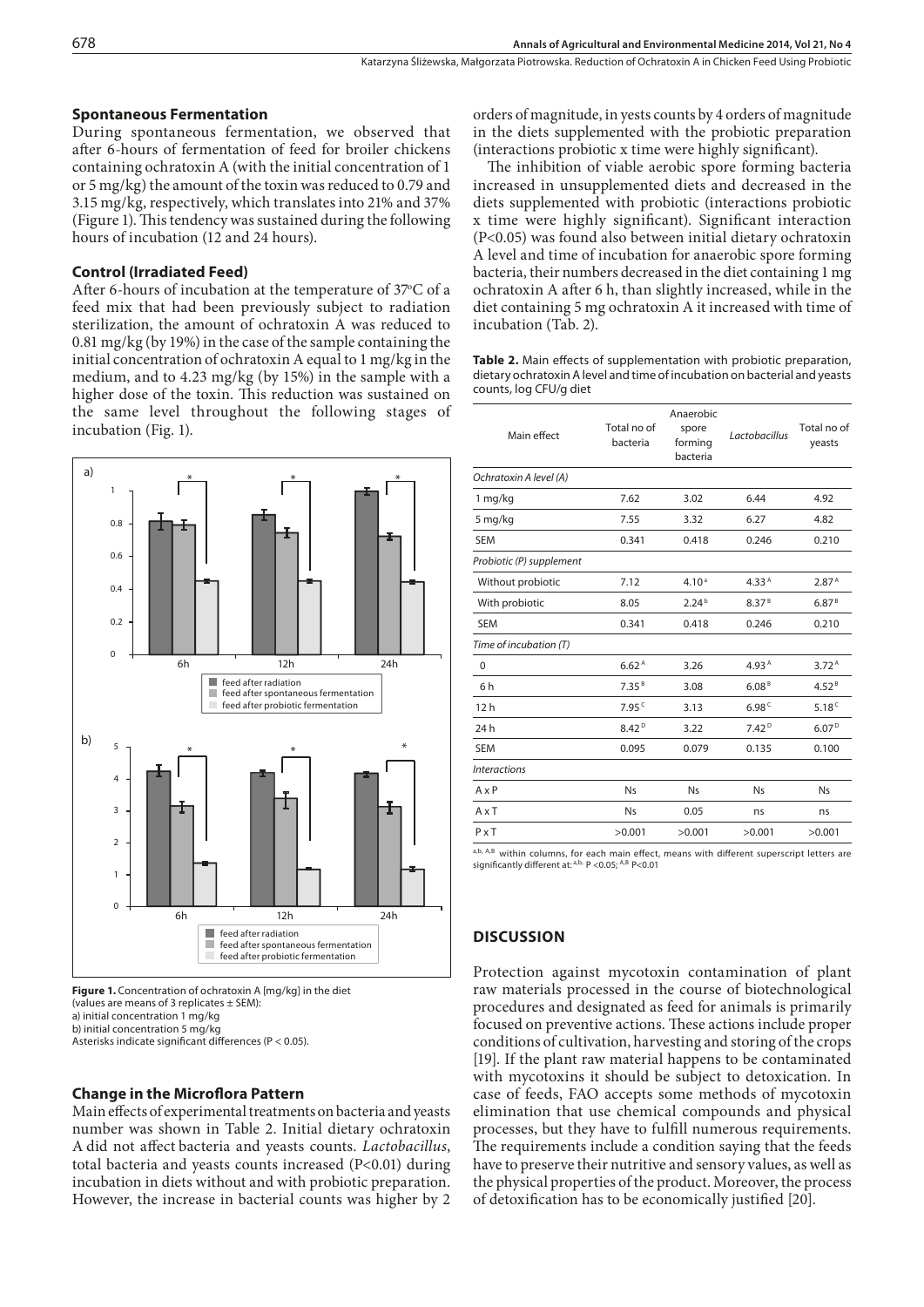### Spontaneous Fermentation

During spontaneous fermentation, we observed that after 6-hours of fermentation of feed for broiler chickens containing ochratoxin A (with the initial concentration of 1 or 5 mg/kg) the amount of the toxin was reduced to 0.79 and 3.15 mg/kg, respectively, which translates into 21% and 37% (Figure 1). This tendency was sustained during the following hours of incubation (12 and 24 hours).

### Control (Irradiated Feed)

After 6-hours of incubation at the temperature of 37°C of a feed mix that had been previously subject to radiation sterilization, the amount of ochratoxin A was reduced to 0.81 mg/kg (by 19%) in the case of the sample containing the initial concentration of ochratoxin A equal to 1 mg/kg in the medium, and to 4.23 mg/kg (by 15%) in the sample with a higher dose of the toxin. This reduction was sustained on the same level throughout the following stages of incubation (Fig. 1).

**Figure 1.** Concentration of ochratoxin A [mg/kg] in the diet (values are means of 3 replicates ± SEM):
a) initial concentration 1 mg/kg
b) initial concentration 5 mg/kg
Asterisks indicate significant differences (P < 0.05).

### Change in the Microflora Pattern

Main effects of experimental treatments on bacteria and yeasts number was shown in Table 2. Initial dietary ochratoxin A did not affect bacteria and yeasts counts. *Lactobacillus*, total bacteria and yeasts counts increased (P<0.01) during incubation in diets without and with probiotic preparation. However, the increase in bacterial counts was higher by 2 orders of magnitude, in yests counts by 4 orders of magnitude in the diets supplemented with the probiotic preparation (interactions probiotic x time were highly significant).

The inhibition of viable aerobic spore forming bacteria increased in unsupplemented diets and decreased in the diets supplemented with probiotic (interactions probiotic x time were highly significant). Significant interaction (P<0.05) was found also between initial dietary ochratoxin A level and time of incubation for anaerobic spore forming bacteria, their numbers decreased in the diet containing 1 mg ochratoxin A after 6 h, than slightly increased, while in the diet containing 5 mg ochratoxin A it increased with time of incubation (Tab. 2).

**Table 2.** Main effects of supplementation with probiotic preparation, dietary ochratoxin A level and time of incubation on bacterial and yeasts counts, log CFU/g diet

| Main effect | Total no of bacteria | Anaerobic spore forming bacteria | *Lactobacillus* | Total no of yeasts |
|---|---|---|---|---|
| *Ochratoxin A level (A)* | | | | |
| 1 mg/kg | 7.62 | 3.02 | 6.44 | 4.92 |
| 5 mg/kg | 7.55 | 3.32 | 6.27 | 4.82 |
| SEM | 0.341 | 0.418 | 0.246 | 0.210 |
| *Probiotic (P) supplement* | | | | |
| Without probiotic | 7.12 | 4.10[a] | 4.33[A] | 2.87[A] |
| With probiotic | 8.05 | 2.24[b] | 8.37[B] | 6.87[B] |
| SEM | 0.341 | 0.418 | 0.246 | 0.210 |
| *Time of incubation (T)* | | | | |
| 0 | 6.62[A] | 3.26 | 4.93[A] | 3.72[A] |
| 6 h | 7.35[B] | 3.08 | 6.08[B] | 4.52[B] |
| 12 h | 7.95[C] | 3.13 | 6.98[C] | 5.18[C] |
| 24 h | 8.42[D] | 3.22 | 7.42[D] | 6.07[D] |
| SEM | 0.095 | 0.079 | 0.135 | 0.100 |
| *Interactions* | | | | |
| A x P | Ns | Ns | Ns | Ns |
| A x T | Ns | 0.05 | ns | ns |
| P x T | >0.001 | >0.001 | >0.001 | >0.001 |

[a,b, A,B] within columns, for each main effect, means with different superscript letters are significantly different at: [a,b,] P <0.05; [A,B] P<0.01

## DISCUSSION

Protection against mycotoxin contamination of plant raw materials processed in the course of biotechnological procedures and designated as feed for animals is primarily focused on preventive actions. These actions include proper conditions of cultivation, harvesting and storing of the crops [19]. If the plant raw material happens to be contaminated with mycotoxins it should be subject to detoxication. In case of feeds, FAO accepts some methods of mycotoxin elimination that use chemical compounds and physical processes, but they have to fulfill numerous requirements. The requirements include a condition saying that the feeds have to preserve their nutritive and sensory values, as well as the physical properties of the product. Moreover, the process of detoxification has to be economically justified [20].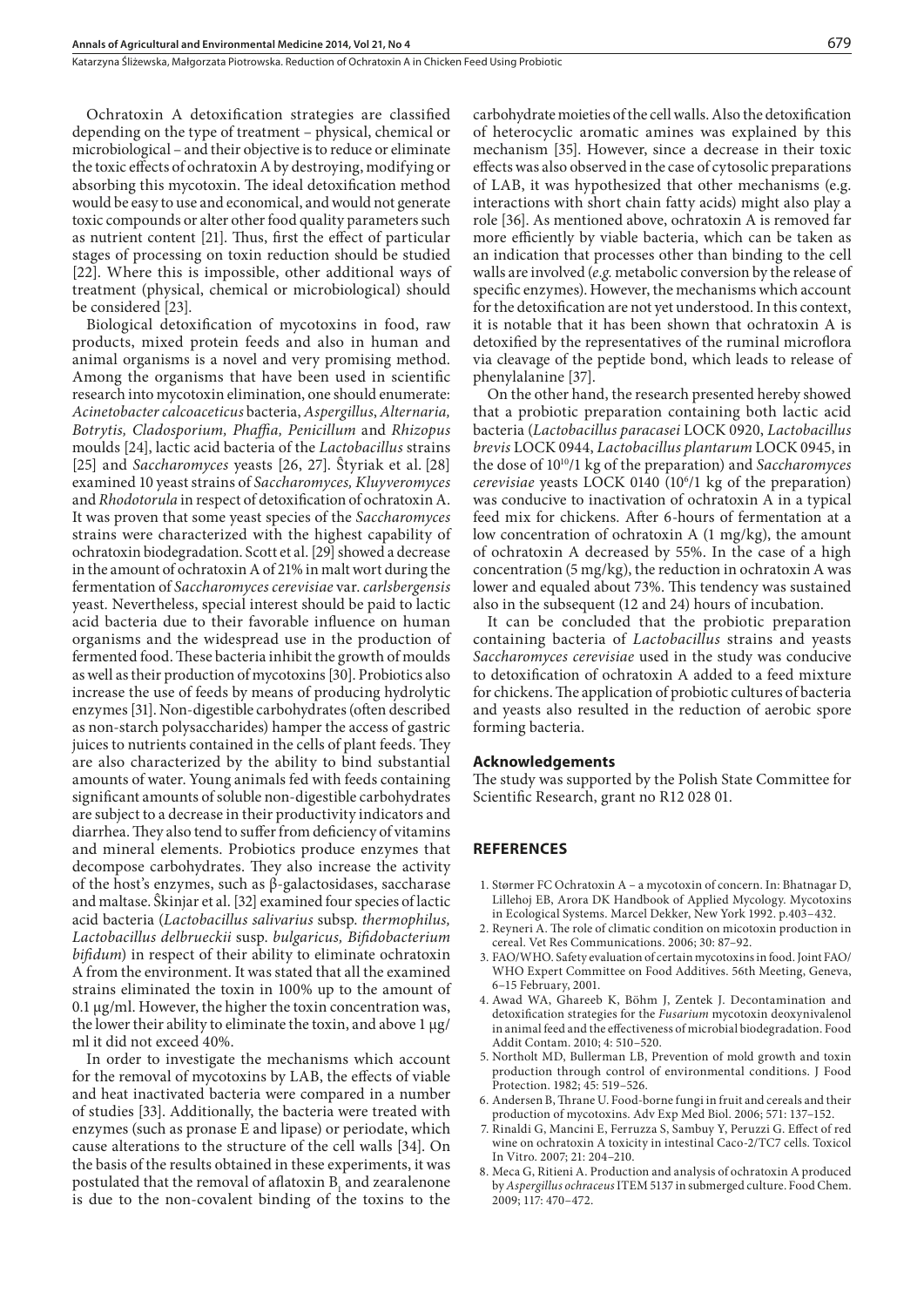Ochratoxin A detoxification strategies are classified depending on the type of treatment – physical, chemical or microbiological – and their objective is to reduce or eliminate the toxic effects of ochratoxin A by destroying, modifying or absorbing this mycotoxin. The ideal detoxification method would be easy to use and economical, and would not generate toxic compounds or alter other food quality parameters such as nutrient content [21]. Thus, first the effect of particular stages of processing on toxin reduction should be studied [22]. Where this is impossible, other additional ways of treatment (physical, chemical or microbiological) should be considered [23].

Biological detoxification of mycotoxins in food, raw products, mixed protein feeds and also in human and animal organisms is a novel and very promising method. Among the organisms that have been used in scientific research into mycotoxin elimination, one should enumerate: *Acinetobacter calcoaceticus* bacteria, *Aspergillus*, *Alternaria, Botrytis, Cladosporium, Phaffia, Penicillum* and *Rhizopus* moulds [24], lactic acid bacteria of the *Lactobacillus* strains [25] and *Saccharomyces* yeasts [26, 27]. Ŝtyriak et al. [28] examined 10 yeast strains of *Saccharomyces, Kluyveromyces* and *Rhodotorula* in respect of detoxification of ochratoxin A. It was proven that some yeast species of the *Saccharomyces* strains were characterized with the highest capability of ochratoxin biodegradation. Scott et al. [29] showed a decrease in the amount of ochratoxin A of 21% in malt wort during the fermentation of *Saccharomyces cerevisiae* var. *carlsbergensis* yeast. Nevertheless, special interest should be paid to lactic acid bacteria due to their favorable influence on human organisms and the widespread use in the production of fermented food. These bacteria inhibit the growth of moulds as well as their production of mycotoxins [30]. Probiotics also increase the use of feeds by means of producing hydrolytic enzymes [31]. Non-digestible carbohydrates (often described as non-starch polysaccharides) hamper the access of gastric juices to nutrients contained in the cells of plant feeds. They are also characterized by the ability to bind substantial amounts of water. Young animals fed with feeds containing significant amounts of soluble non-digestible carbohydrates are subject to a decrease in their productivity indicators and diarrhea. They also tend to suffer from deficiency of vitamins and mineral elements. Probiotics produce enzymes that decompose carbohydrates. They also increase the activity of the host's enzymes, such as β-galactosidases, saccharase and maltase. Ŝkinjar et al. [32] examined four species of lactic acid bacteria (*Lactobacillus salivarius* subsp. *thermophilus, Lactobacillus delbrueckii* susp. *bulgaricus, Bifidobacterium bifidum*) in respect of their ability to eliminate ochratoxin A from the environment. It was stated that all the examined strains eliminated the toxin in 100% up to the amount of 0.1 μg/ml. However, the higher the toxin concentration was, the lower their ability to eliminate the toxin, and above 1 μg/ml it did not exceed 40%.

In order to investigate the mechanisms which account for the removal of mycotoxins by LAB, the effects of viable and heat inactivated bacteria were compared in a number of studies [33]. Additionally, the bacteria were treated with enzymes (such as pronase E and lipase) or periodate, which cause alterations to the structure of the cell walls [34]. On the basis of the results obtained in these experiments, it was postulated that the removal of aflatoxin $B_1$ and zearalenone is due to the non-covalent binding of the toxins to the carbohydrate moieties of the cell walls. Also the detoxification of heterocyclic aromatic amines was explained by this mechanism [35]. However, since a decrease in their toxic effects was also observed in the case of cytosolic preparations of LAB, it was hypothesized that other mechanisms (e.g. interactions with short chain fatty acids) might also play a role [36]. As mentioned above, ochratoxin A is removed far more efficiently by viable bacteria, which can be taken as an indication that processes other than binding to the cell walls are involved (*e.g.* metabolic conversion by the release of specific enzymes). However, the mechanisms which account for the detoxification are not yet understood. In this context, it is notable that it has been shown that ochratoxin A is detoxified by the representatives of the ruminal microflora via cleavage of the peptide bond, which leads to release of phenylalanine [37].

On the other hand, the research presented hereby showed that a probiotic preparation containing both lactic acid bacteria (*Lactobacillus paracasei* LOCK 0920, *Lactobacillus brevis* LOCK 0944, *Lactobacillus plantarum* LOCK 0945, in the dose of $10^{10}$/1 kg of the preparation) and *Saccharomyces cerevisiae* yeasts LOCK 0140 ($10^6$/1 kg of the preparation) was conducive to inactivation of ochratoxin A in a typical feed mix for chickens. After 6-hours of fermentation at a low concentration of ochratoxin A (1 mg/kg), the amount of ochratoxin A decreased by 55%. In the case of a high concentration (5 mg/kg), the reduction in ochratoxin A was lower and equaled about 73%. This tendency was sustained also in the subsequent (12 and 24) hours of incubation.

It can be concluded that the probiotic preparation containing bacteria of *Lactobacillus* strains and yeasts *Saccharomyces cerevisiae* used in the study was conducive to detoxification of ochratoxin A added to a feed mixture for chickens. The application of probiotic cultures of bacteria and yeasts also resulted in the reduction of aerobic spore forming bacteria.

### Acknowledgements

The study was supported by the Polish State Committee for Scientific Research, grant no R12 028 01.

## REFERENCES

1. Størmer FC Ochratoxin A – a mycotoxin of concern. In: Bhatnagar D, Lillehoj EB, Arora DK Handbook of Applied Mycology. Mycotoxins in Ecological Systems. Marcel Dekker, New York 1992. p.403–432.
2. Reyneri A. The role of climatic condition on micotoxin production in cereal. Vet Res Communications. 2006; 30: 87–92.
3. FAO/WHO. Safety evaluation of certain mycotoxins in food. Joint FAO/WHO Expert Committee on Food Additives. 56th Meeting, Geneva, 6–15 February, 2001.
4. Awad WA, Ghareeb K, Böhm J, Zentek J. Decontamination and detoxification strategies for the *Fusarium* mycotoxin deoxynivalenol in animal feed and the effectiveness of microbial biodegradation. Food Addit Contam. 2010; 4: 510–520.
5. Northolt MD, Bullerman LB, Prevention of mold growth and toxin production through control of environmental conditions. J Food Protection. 1982; 45: 519–526.
6. Andersen B, Thrane U. Food-borne fungi in fruit and cereals and their production of mycotoxins. Adv Exp Med Biol. 2006; 571: 137–152.
7. Rinaldi G, Mancini E, Ferruzza S, Sambuy Y, Peruzzi G. Effect of red wine on ochratoxin A toxicity in intestinal Caco-2/TC7 cells. Toxicol In Vitro. 2007; 21: 204–210.
8. Meca G, Ritieni A. Production and analysis of ochratoxin A produced by *Aspergillus ochraceus* ITEM 5137 in submerged culture. Food Chem. 2009; 117: 470–472.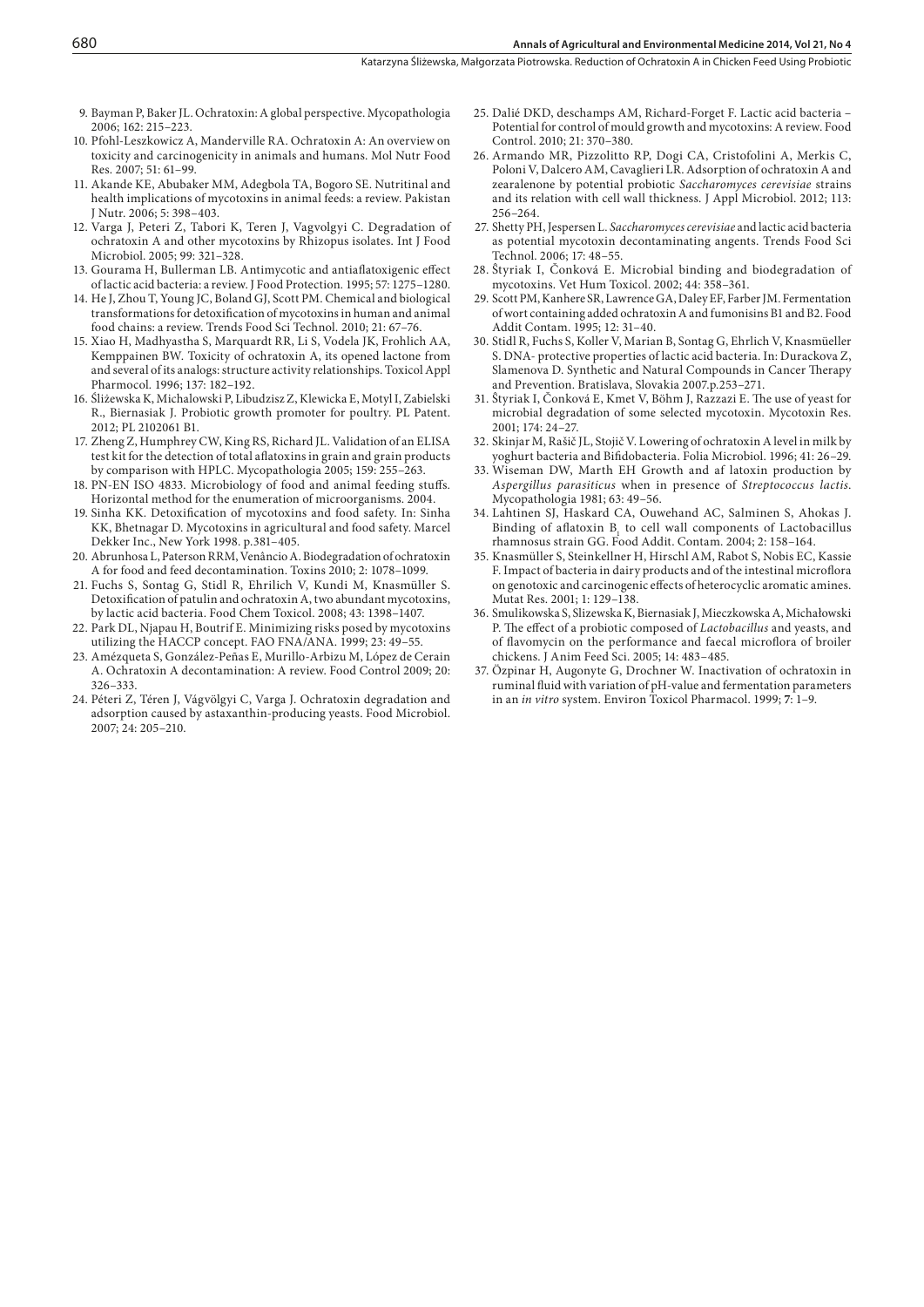9. Bayman P, Baker JL. Ochratoxin: A global perspective. Mycopathologia 2006; 162: 215–223.
10. Pfohl-Leszkowicz A, Manderville RA. Ochratoxin A: An overview on toxicity and carcinogenicity in animals and humans. Mol Nutr Food Res. 2007; 51: 61–99.
11. Akande KE, Abubaker MM, Adegbola TA, Bogoro SE. Nutritinal and health implications of mycotoxins in animal feeds: a review. Pakistan J Nutr. 2006; 5: 398–403.
12. Varga J, Peteri Z, Tabori K, Teren J, Vagvolgyi C. Degradation of ochratoxin A and other mycotoxins by Rhizopus isolates. Int J Food Microbiol. 2005; 99: 321–328.
13. Gourama H, Bullerman LB. Antimycotic and antiaflatoxigenic effect of lactic acid bacteria: a review. J Food Protection. 1995; 57: 1275–1280.
14. He J, Zhou T, Young JC, Boland GJ, Scott PM. Chemical and biological transformations for detoxification of mycotoxins in human and animal food chains: a review. Trends Food Sci Technol. 2010; 21: 67–76.
15. Xiao H, Madhyastha S, Marquardt RR, Li S, Vodela JK, Frohlich AA, Kemppainen BW. Toxicity of ochratoxin A, its opened lactone from and several of its analogs: structure activity relationships. Toxicol Appl Pharmocol. 1996; 137: 182–192.
16. Śliżewska K, Michalowski P, Libudzisz Z, Klewicka E, Motyl I, Zabielski R., Biernasiak J. Probiotic growth promoter for poultry. PL Patent. 2012; PL 2102061 B1.
17. Zheng Z, Humphrey CW, King RS, Richard JL. Validation of an ELISA test kit for the detection of total aflatoxins in grain and grain products by comparison with HPLC. Mycopathologia 2005; 159: 255–263.
18. PN-EN ISO 4833. Microbiology of food and animal feeding stuffs. Horizontal method for the enumeration of microorganisms. 2004.
19. Sinha KK. Detoxification of mycotoxins and food safety. In: Sinha KK, Bhetnagar D. Mycotoxins in agricultural and food safety. Marcel Dekker Inc., New York 1998. p.381–405.
20. Abrunhosa L, Paterson RRM, Venâncio A. Biodegradation of ochratoxin A for food and feed decontamination. Toxins 2010; 2: 1078–1099.
21. Fuchs S, Sontag G, Stidl R, Ehrilich V, Kundi M, Knasmüller S. Detoxification of patulin and ochratoxin A, two abundant mycotoxins, by lactic acid bacteria. Food Chem Toxicol. 2008; 43: 1398–1407.
22. Park DL, Njapau H, Boutrif E. Minimizing risks posed by mycotoxins utilizing the HACCP concept. FAO FNA/ANA. 1999; 23: 49–55.
23. Amézqueta S, González-Peñas E, Murillo-Arbizu M, López de Cerain A. Ochratoxin A decontamination: A review. Food Control 2009; 20: 326–333.
24. Péteri Z, Téren J, Vágvölgyi C, Varga J. Ochratoxin degradation and adsorption caused by astaxanthin-producing yeasts. Food Microbiol. 2007; 24: 205–210.
25. Dalié DKD, deschamps AM, Richard-Forget F. Lactic acid bacteria – Potential for control of mould growth and mycotoxins: A review. Food Control. 2010; 21: 370–380.
26. Armando MR, Pizzolitto RP, Dogi CA, Cristofolini A, Merkis C, Poloni V, Dalcero AM, Cavaglieri LR. Adsorption of ochratoxin A and zearalenone by potential probiotic *Saccharomyces cerevisiae* strains and its relation with cell wall thickness. J Appl Microbiol. 2012; 113: 256–264.
27. Shetty PH, Jespersen L. *Saccharomyces cerevisiae* and lactic acid bacteria as potential mycotoxin decontaminating angents. Trends Food Sci Technol. 2006; 17: 48–55.
28. Štyriak I, Čonková E. Microbial binding and biodegradation of mycotoxins. Vet Hum Toxicol. 2002; 44: 358–361.
29. Scott PM, Kanhere SR, Lawrence GA, Daley EF, Farber JM. Fermentation of wort containing added ochratoxin A and fumonisins B1 and B2. Food Addit Contam. 1995; 12: 31–40.
30. Stidl R, Fuchs S, Koller V, Marian B, Sontag G, Ehrlich V, Knasmüeller S. DNA- protective properties of lactic acid bacteria. In: Durackova Z, Slamenova D. Synthetic and Natural Compounds in Cancer Therapy and Prevention. Bratislava, Slovakia 2007.p.253–271.
31. Štyriak I, Čonková E, Kmet V, Böhm J, Razzazi E. The use of yeast for microbial degradation of some selected mycotoxin. Mycotoxin Res. 2001; 174: 24–27.
32. Skinjar M, Rašič JL, Stojič V. Lowering of ochratoxin A level in milk by yoghurt bacteria and Bifidobacteria. Folia Microbiol. 1996; 41: 26–29.
33. Wiseman DW, Marth EH Growth and af latoxin production by *Aspergillus parasiticus* when in presence of *Streptococcus lactis*. Mycopathologia 1981; 63: 49–56.
34. Lahtinen SJ, Haskard CA, Ouwehand AC, Salminen S, Ahokas J. Binding of aflatoxin $B_1$ to cell wall components of Lactobacillus rhamnosus strain GG. Food Addit. Contam. 2004; 2: 158–164.
35. Knasmüller S, Steinkellner H, Hirschl AM, Rabot S, Nobis EC, Kassie F. Impact of bacteria in dairy products and of the intestinal microflora on genotoxic and carcinogenic effects of heterocyclic aromatic amines. Mutat Res. 2001; 1: 129–138.
36. Smulikowska S, Slizewska K, Biernasiak J, Mieczkowska A, Michałowski P. The effect of a probiotic composed of *Lactobacillus* and yeasts, and of flavomycin on the performance and faecal microflora of broiler chickens. J Anim Feed Sci. 2005; 14: 483–485.
37. Özpinar H, Augonyte G, Drochner W. Inactivation of ochratoxin in ruminal fluid with variation of pH-value and fermentation parameters in an *in vitro* system. Environ Toxicol Pharmacol. 1999; 7: 1–9.